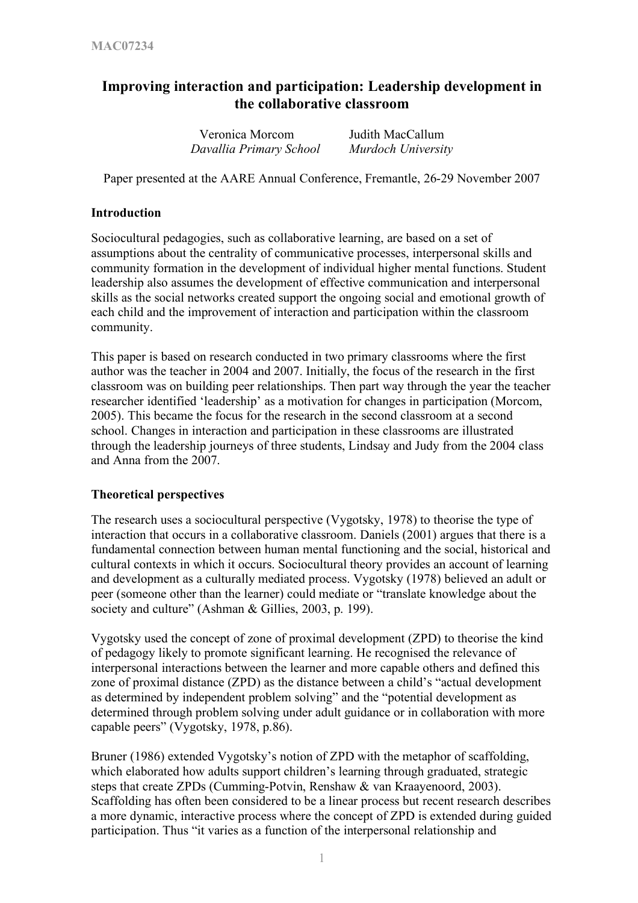# Improving interaction and participation: Leadership development in the collaborative classroom

Veronica Morcom — *Davallia Primary School*

Judith MacCallum — *Murdoch University*

Paper presented at the AARE Annual Conference, Fremantle, 26-29 November 2007

## Introduction

Sociocultural pedagogies, such as collaborative learning, are based on a set of assumptions about the centrality of communicative processes, interpersonal skills and community formation in the development of individual higher mental functions. Student leadership also assumes the development of effective communication and interpersonal skills as the social networks created support the ongoing social and emotional growth of each child and the improvement of interaction and participation within the classroom community.

This paper is based on research conducted in two primary classrooms where the first author was the teacher in 2004 and 2007. Initially, the focus of the research in the first classroom was on building peer relationships. Then part way through the year the teacher researcher identified 'leadership' as a motivation for changes in participation (Morcom, 2005). This became the focus for the research in the second classroom at a second school. Changes in interaction and participation in these classrooms are illustrated through the leadership journeys of three students, Lindsay and Judy from the 2004 class and Anna from the 2007.

## Theoretical perspectives

The research uses a sociocultural perspective (Vygotsky, 1978) to theorise the type of interaction that occurs in a collaborative classroom. Daniels (2001) argues that there is a fundamental connection between human mental functioning and the social, historical and cultural contexts in which it occurs. Sociocultural theory provides an account of learning and development as a culturally mediated process. Vygotsky (1978) believed an adult or peer (someone other than the learner) could mediate or "translate knowledge about the society and culture" (Ashman & Gillies, 2003, p. 199).

Vygotsky used the concept of zone of proximal development (ZPD) to theorise the kind of pedagogy likely to promote significant learning. He recognised the relevance of interpersonal interactions between the learner and more capable others and defined this zone of proximal distance (ZPD) as the distance between a child's "actual development as determined by independent problem solving" and the "potential development as determined through problem solving under adult guidance or in collaboration with more capable peers" (Vygotsky, 1978, p.86).

Bruner (1986) extended Vygotsky's notion of ZPD with the metaphor of scaffolding, which elaborated how adults support children's learning through graduated, strategic steps that create ZPDs (Cumming-Potvin, Renshaw & van Kraayenoord, 2003). Scaffolding has often been considered to be a linear process but recent research describes a more dynamic, interactive process where the concept of ZPD is extended during guided participation. Thus "it varies as a function of the interpersonal relationship and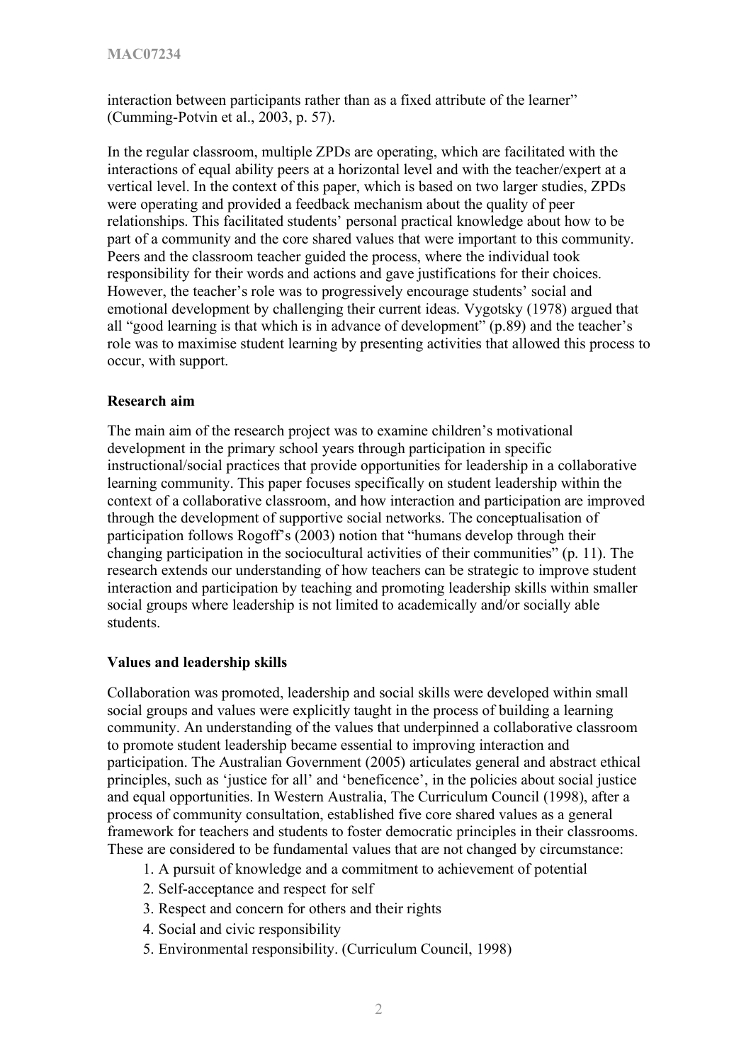interaction between participants rather than as a fixed attribute of the learner" (Cumming-Potvin et al., 2003, p. 57).

In the regular classroom, multiple ZPDs are operating, which are facilitated with the interactions of equal ability peers at a horizontal level and with the teacher/expert at a vertical level. In the context of this paper, which is based on two larger studies, ZPDs were operating and provided a feedback mechanism about the quality of peer relationships. This facilitated students' personal practical knowledge about how to be part of a community and the core shared values that were important to this community. Peers and the classroom teacher guided the process, where the individual took responsibility for their words and actions and gave justifications for their choices. However, the teacher's role was to progressively encourage students' social and emotional development by challenging their current ideas. Vygotsky (1978) argued that all "good learning is that which is in advance of development" (p.89) and the teacher's role was to maximise student learning by presenting activities that allowed this process to occur, with support.

### Research aim

The main aim of the research project was to examine children's motivational development in the primary school years through participation in specific instructional/social practices that provide opportunities for leadership in a collaborative learning community. This paper focuses specifically on student leadership within the context of a collaborative classroom, and how interaction and participation are improved through the development of supportive social networks. The conceptualisation of participation follows Rogoff's (2003) notion that "humans develop through their changing participation in the sociocultural activities of their communities" (p. 11). The research extends our understanding of how teachers can be strategic to improve student interaction and participation by teaching and promoting leadership skills within smaller social groups where leadership is not limited to academically and/or socially able students.

### Values and leadership skills

Collaboration was promoted, leadership and social skills were developed within small social groups and values were explicitly taught in the process of building a learning community. An understanding of the values that underpinned a collaborative classroom to promote student leadership became essential to improving interaction and participation. The Australian Government (2005) articulates general and abstract ethical principles, such as 'justice for all' and 'beneficence', in the policies about social justice and equal opportunities. In Western Australia, The Curriculum Council (1998), after a process of community consultation, established five core shared values as a general framework for teachers and students to foster democratic principles in their classrooms. These are considered to be fundamental values that are not changed by circumstance:

1. A pursuit of knowledge and a commitment to achievement of potential
2. Self-acceptance and respect for self
3. Respect and concern for others and their rights
4. Social and civic responsibility
5. Environmental responsibility. (Curriculum Council, 1998)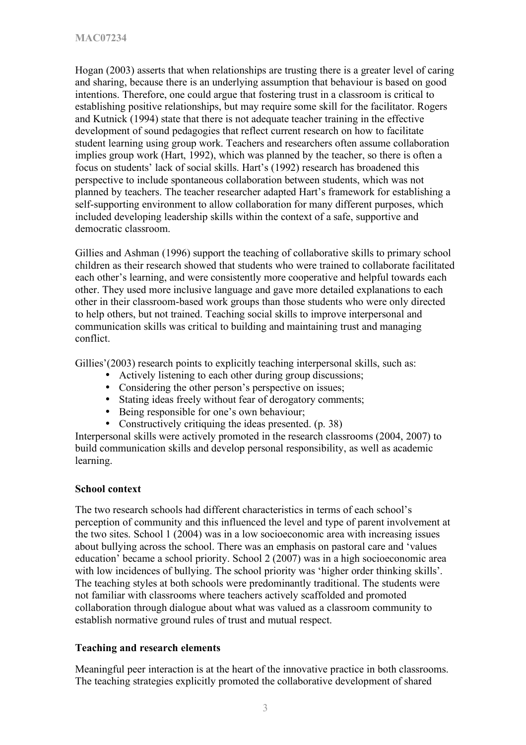Hogan (2003) asserts that when relationships are trusting there is a greater level of caring and sharing, because there is an underlying assumption that behaviour is based on good intentions. Therefore, one could argue that fostering trust in a classroom is critical to establishing positive relationships, but may require some skill for the facilitator. Rogers and Kutnick (1994) state that there is not adequate teacher training in the effective development of sound pedagogies that reflect current research on how to facilitate student learning using group work. Teachers and researchers often assume collaboration implies group work (Hart, 1992), which was planned by the teacher, so there is often a focus on students' lack of social skills. Hart's (1992) research has broadened this perspective to include spontaneous collaboration between students, which was not planned by teachers. The teacher researcher adapted Hart's framework for establishing a self-supporting environment to allow collaboration for many different purposes, which included developing leadership skills within the context of a safe, supportive and democratic classroom.

Gillies and Ashman (1996) support the teaching of collaborative skills to primary school children as their research showed that students who were trained to collaborate facilitated each other's learning, and were consistently more cooperative and helpful towards each other. They used more inclusive language and gave more detailed explanations to each other in their classroom-based work groups than those students who were only directed to help others, but not trained. Teaching social skills to improve interpersonal and communication skills was critical to building and maintaining trust and managing conflict.

Gillies'(2003) research points to explicitly teaching interpersonal skills, such as:

- Actively listening to each other during group discussions;
- Considering the other person's perspective on issues;
- Stating ideas freely without fear of derogatory comments;
- Being responsible for one's own behaviour;
- Constructively critiquing the ideas presented. (p. 38)

Interpersonal skills were actively promoted in the research classrooms (2004, 2007) to build communication skills and develop personal responsibility, as well as academic learning.

**School context**

The two research schools had different characteristics in terms of each school's perception of community and this influenced the level and type of parent involvement at the two sites. School 1 (2004) was in a low socioeconomic area with increasing issues about bullying across the school. There was an emphasis on pastoral care and 'values education' became a school priority. School 2 (2007) was in a high socioeconomic area with low incidences of bullying. The school priority was 'higher order thinking skills'. The teaching styles at both schools were predominantly traditional. The students were not familiar with classrooms where teachers actively scaffolded and promoted collaboration through dialogue about what was valued as a classroom community to establish normative ground rules of trust and mutual respect.

**Teaching and research elements**

Meaningful peer interaction is at the heart of the innovative practice in both classrooms. The teaching strategies explicitly promoted the collaborative development of shared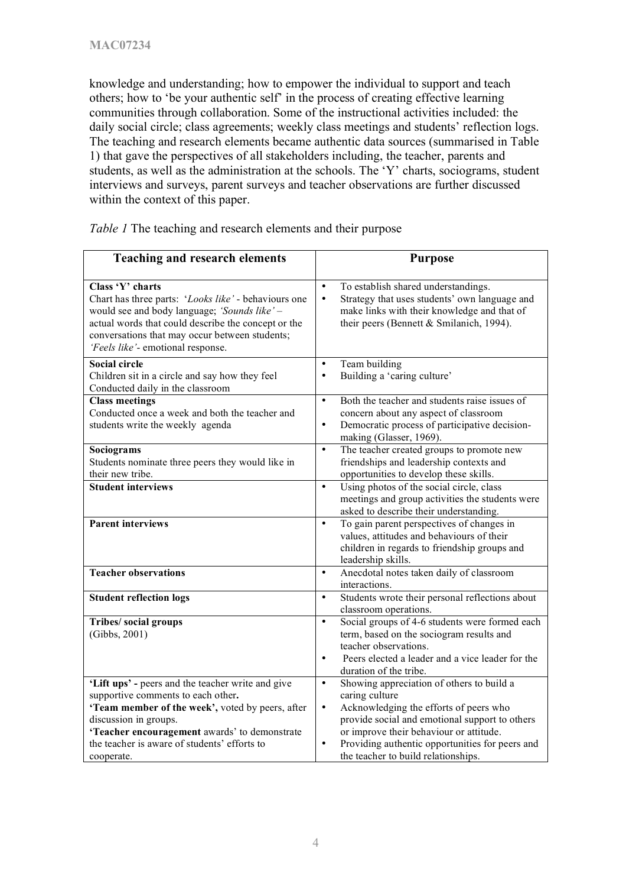knowledge and understanding; how to empower the individual to support and teach others; how to 'be your authentic self' in the process of creating effective learning communities through collaboration. Some of the instructional activities included: the daily social circle; class agreements; weekly class meetings and students' reflection logs. The teaching and research elements became authentic data sources (summarised in Table 1) that gave the perspectives of all stakeholders including, the teacher, parents and students, as well as the administration at the schools. The 'Y' charts, sociograms, student interviews and surveys, parent surveys and teacher observations are further discussed within the context of this paper.

*Table 1* The teaching and research elements and their purpose

| Teaching and research elements | Purpose |
|---|---|
| **Class 'Y' charts**<br>Chart has three parts: '*Looks like'* - behaviours one would see and body language; *'Sounds like'* – actual words that could describe the concept or the conversations that may occur between students; *'Feels like'*- emotional response. | • To establish shared understandings.<br>• Strategy that uses students' own language and make links with their knowledge and that of their peers (Bennett & Smilanich, 1994). |
| **Social circle**<br>Children sit in a circle and say how they feel<br>Conducted daily in the classroom | • Team building<br>• Building a 'caring culture' |
| **Class meetings**<br>Conducted once a week and both the teacher and students write the weekly agenda | • Both the teacher and students raise issues of concern about any aspect of classroom<br>• Democratic process of participative decision-making (Glasser, 1969). |
| **Sociograms**<br>Students nominate three peers they would like in their new tribe. | • The teacher created groups to promote new friendships and leadership contexts and opportunities to develop these skills. |
| **Student interviews** | • Using photos of the social circle, class meetings and group activities the students were asked to describe their understanding. |
| **Parent interviews** | • To gain parent perspectives of changes in values, attitudes and behaviours of their children in regards to friendship groups and leadership skills. |
| **Teacher observations** | • Anecdotal notes taken daily of classroom interactions. |
| **Student reflection logs** | • Students wrote their personal reflections about classroom operations. |
| **Tribes/ social groups**<br>(Gibbs, 2001) | • Social groups of 4-6 students were formed each term, based on the sociogram results and teacher observations.<br>• Peers elected a leader and a vice leader for the duration of the tribe. |
| **'Lift ups'** - peers and the teacher write and give supportive comments to each other**.**<br>**'Team member of the week',** voted by peers, after discussion in groups.<br>**'Teacher encouragement** awards' to demonstrate the teacher is aware of students' efforts to cooperate. | • Showing appreciation of others to build a caring culture<br>• Acknowledging the efforts of peers who provide social and emotional support to others or improve their behaviour or attitude.<br>• Providing authentic opportunities for peers and the teacher to build relationships. |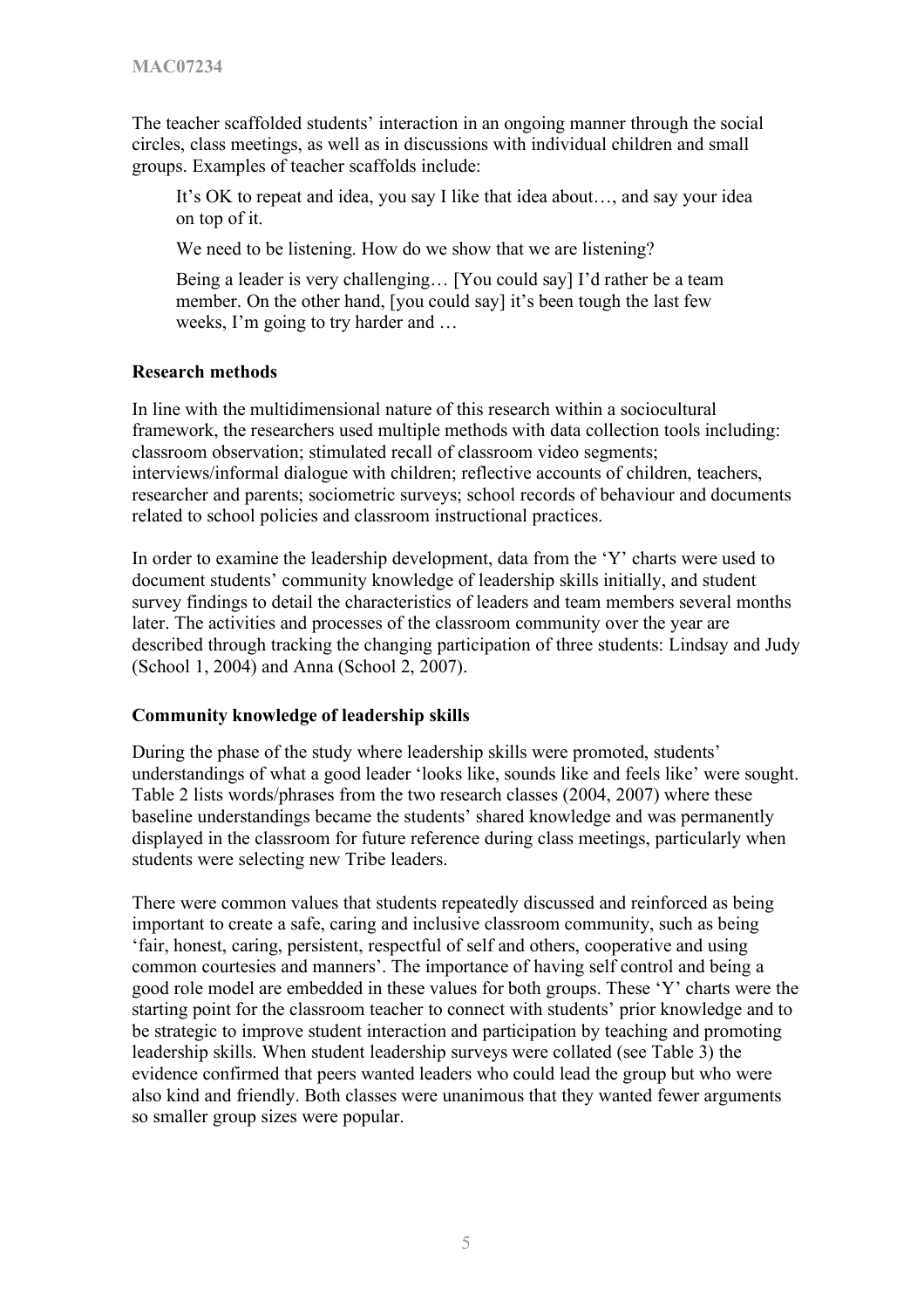The teacher scaffolded students' interaction in an ongoing manner through the social circles, class meetings, as well as in discussions with individual children and small groups. Examples of teacher scaffolds include:

> It's OK to repeat and idea, you say I like that idea about…, and say your idea on top of it.
>
> We need to be listening. How do we show that we are listening?
>
> Being a leader is very challenging… [You could say] I'd rather be a team member. On the other hand, [you could say] it's been tough the last few weeks, I'm going to try harder and …

### Research methods

In line with the multidimensional nature of this research within a sociocultural framework, the researchers used multiple methods with data collection tools including: classroom observation; stimulated recall of classroom video segments; interviews/informal dialogue with children; reflective accounts of children, teachers, researcher and parents; sociometric surveys; school records of behaviour and documents related to school policies and classroom instructional practices.

In order to examine the leadership development, data from the 'Y' charts were used to document students' community knowledge of leadership skills initially, and student survey findings to detail the characteristics of leaders and team members several months later. The activities and processes of the classroom community over the year are described through tracking the changing participation of three students: Lindsay and Judy (School 1, 2004) and Anna (School 2, 2007).

### Community knowledge of leadership skills

During the phase of the study where leadership skills were promoted, students' understandings of what a good leader 'looks like, sounds like and feels like' were sought. Table 2 lists words/phrases from the two research classes (2004, 2007) where these baseline understandings became the students' shared knowledge and was permanently displayed in the classroom for future reference during class meetings, particularly when students were selecting new Tribe leaders.

There were common values that students repeatedly discussed and reinforced as being important to create a safe, caring and inclusive classroom community, such as being 'fair, honest, caring, persistent, respectful of self and others, cooperative and using common courtesies and manners'. The importance of having self control and being a good role model are embedded in these values for both groups. These 'Y' charts were the starting point for the classroom teacher to connect with students' prior knowledge and to be strategic to improve student interaction and participation by teaching and promoting leadership skills. When student leadership surveys were collated (see Table 3) the evidence confirmed that peers wanted leaders who could lead the group but who were also kind and friendly. Both classes were unanimous that they wanted fewer arguments so smaller group sizes were popular.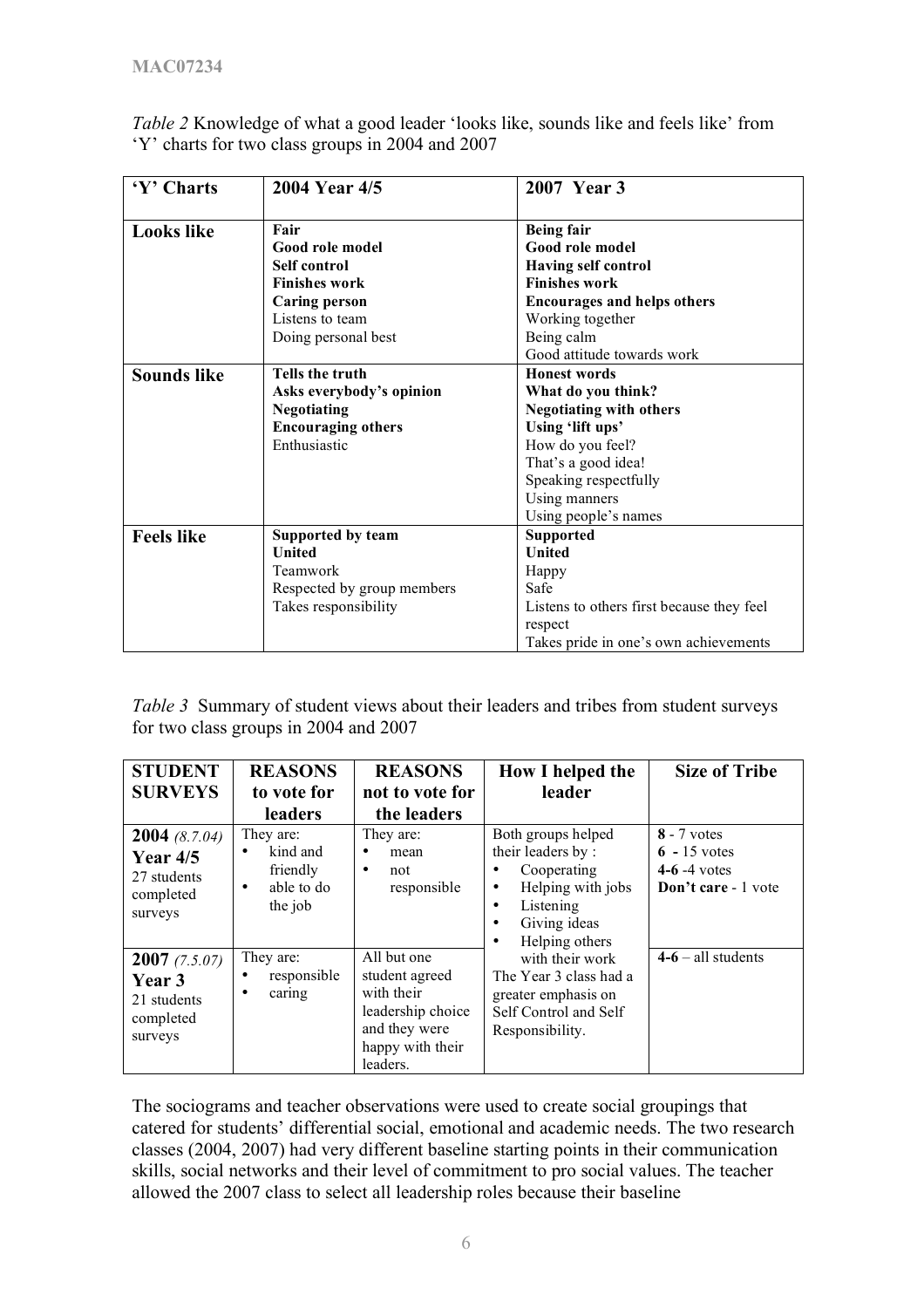*Table 2* Knowledge of what a good leader 'looks like, sounds like and feels like' from 'Y' charts for two class groups in 2004 and 2007

| 'Y' Charts | 2004 Year 4/5 | 2007 Year 3 |
|---|---|---|
| **Looks like** | **Fair**<br>**Good role model**<br>**Self control**<br>**Finishes work**<br>**Caring person**<br>Listens to team<br>Doing personal best | **Being fair**<br>**Good role model**<br>**Having self control**<br>**Finishes work**<br>**Encourages and helps others**<br>Working together<br>Being calm<br>Good attitude towards work |
| **Sounds like** | **Tells the truth**<br>**Asks everybody's opinion**<br>**Negotiating**<br>**Encouraging others**<br>Enthusiastic | **Honest words**<br>**What do you think?**<br>**Negotiating with others**<br>**Using 'lift ups'**<br>How do you feel?<br>That's a good idea!<br>Speaking respectfully<br>Using manners<br>Using people's names |
| **Feels like** | **Supported by team**<br>**United**<br>Teamwork<br>Respected by group members<br>Takes responsibility | **Supported**<br>**United**<br>Happy<br>Safe<br>Listens to others first because they feel respect<br>Takes pride in one's own achievements |

*Table 3* Summary of student views about their leaders and tribes from student surveys for two class groups in 2004 and 2007

| STUDENT SURVEYS | REASONS to vote for leaders | REASONS not to vote for the leaders | How I helped the leader | Size of Tribe |
|---|---|---|---|---|
| **2004** *(8.7.04)*<br>**Year 4/5**<br>27 students completed surveys | They are:<br>• kind and friendly<br>• able to do the job | They are:<br>• mean<br>• not responsible | Both groups helped their leaders by :<br>• Cooperating<br>• Helping with jobs<br>• Listening<br>• Giving ideas<br>• Helping others with their work<br>The Year 3 class had a greater emphasis on Self Control and Self Responsibility. | **8** - 7 votes<br>**6 -** 15 votes<br>**4-6** -4 votes<br>**Don't care** - 1 vote |
| **2007** *(7.5.07)*<br>**Year 3**<br>21 students completed surveys | They are:<br>• responsible<br>• caring | All but one student agreed with their leadership choice and they were happy with their leaders. | | **4-6** – all students |

The sociograms and teacher observations were used to create social groupings that catered for students' differential social, emotional and academic needs. The two research classes (2004, 2007) had very different baseline starting points in their communication skills, social networks and their level of commitment to pro social values. The teacher allowed the 2007 class to select all leadership roles because their baseline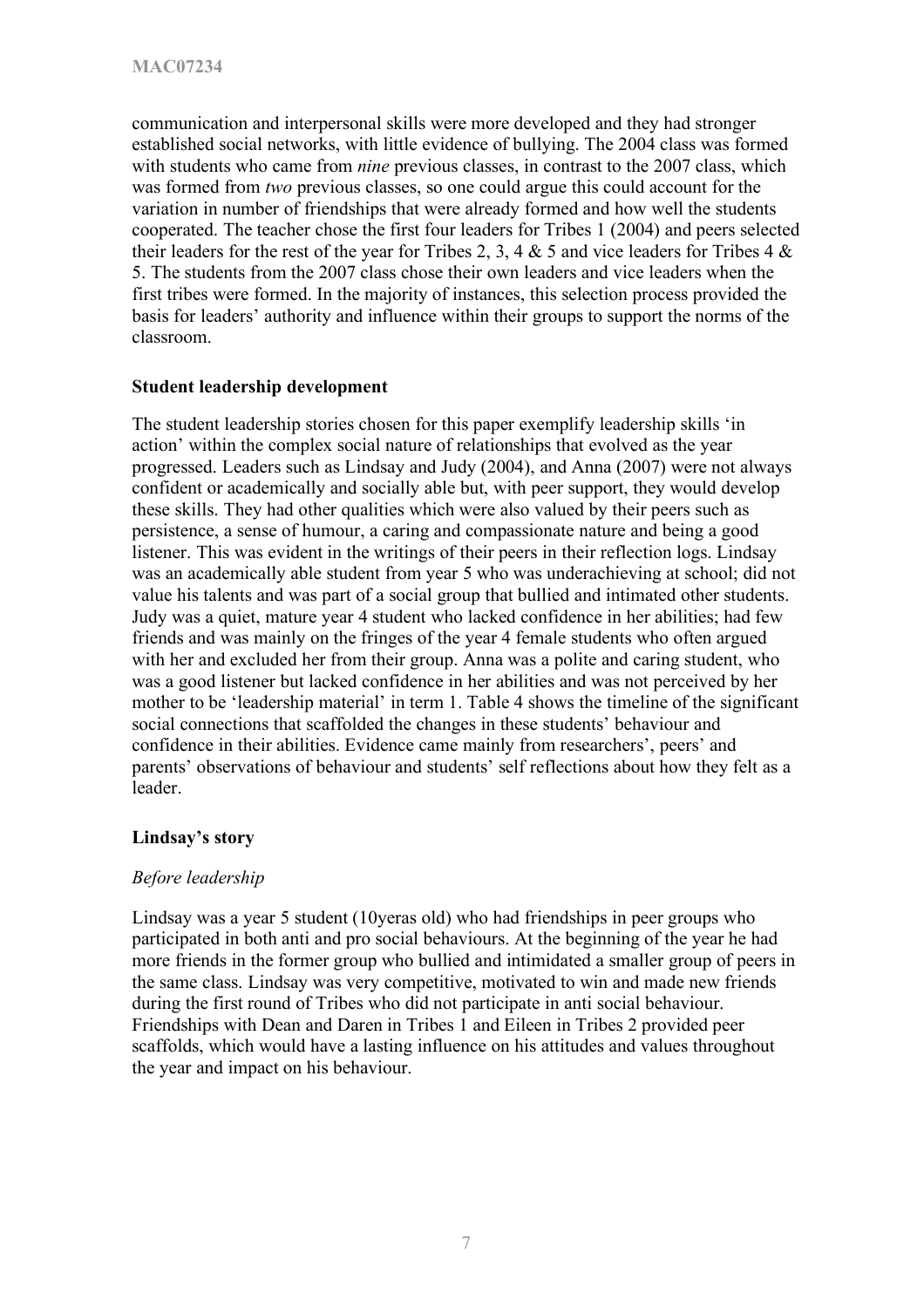communication and interpersonal skills were more developed and they had stronger established social networks, with little evidence of bullying. The 2004 class was formed with students who came from *nine* previous classes, in contrast to the 2007 class, which was formed from *two* previous classes, so one could argue this could account for the variation in number of friendships that were already formed and how well the students cooperated. The teacher chose the first four leaders for Tribes 1 (2004) and peers selected their leaders for the rest of the year for Tribes 2, 3, 4 & 5 and vice leaders for Tribes 4 & 5. The students from the 2007 class chose their own leaders and vice leaders when the first tribes were formed. In the majority of instances, this selection process provided the basis for leaders' authority and influence within their groups to support the norms of the classroom.

**Student leadership development**

The student leadership stories chosen for this paper exemplify leadership skills 'in action' within the complex social nature of relationships that evolved as the year progressed. Leaders such as Lindsay and Judy (2004), and Anna (2007) were not always confident or academically and socially able but, with peer support, they would develop these skills. They had other qualities which were also valued by their peers such as persistence, a sense of humour, a caring and compassionate nature and being a good listener. This was evident in the writings of their peers in their reflection logs. Lindsay was an academically able student from year 5 who was underachieving at school; did not value his talents and was part of a social group that bullied and intimated other students. Judy was a quiet, mature year 4 student who lacked confidence in her abilities; had few friends and was mainly on the fringes of the year 4 female students who often argued with her and excluded her from their group. Anna was a polite and caring student, who was a good listener but lacked confidence in her abilities and was not perceived by her mother to be 'leadership material' in term 1. Table 4 shows the timeline of the significant social connections that scaffolded the changes in these students' behaviour and confidence in their abilities. Evidence came mainly from researchers', peers' and parents' observations of behaviour and students' self reflections about how they felt as a leader.

**Lindsay's story**

*Before leadership*

Lindsay was a year 5 student (10yeras old) who had friendships in peer groups who participated in both anti and pro social behaviours. At the beginning of the year he had more friends in the former group who bullied and intimidated a smaller group of peers in the same class. Lindsay was very competitive, motivated to win and made new friends during the first round of Tribes who did not participate in anti social behaviour. Friendships with Dean and Daren in Tribes 1 and Eileen in Tribes 2 provided peer scaffolds, which would have a lasting influence on his attitudes and values throughout the year and impact on his behaviour.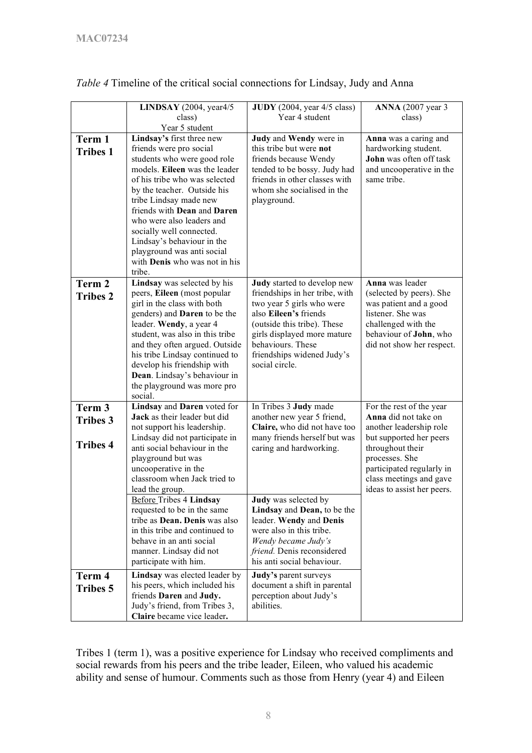*Table 4* Timeline of the critical social connections for Lindsay, Judy and Anna

| | **LINDSAY** (2004, year4/5 class) Year 5 student | **JUDY** (2004, year 4/5 class) Year 4 student | **ANNA** (2007 year 3 class) |
|---|---|---|---|
| **Term 1 Tribes 1** | **Lindsay's** first three new friends were pro social students who were good role models. **Eileen** was the leader of his tribe who was selected by the teacher. Outside his tribe Lindsay made new friends with **Dean** and **Daren** who were also leaders and socially well connected. Lindsay's behaviour in the playground was anti social with **Denis** who was not in his tribe. | **Judy** and **Wendy** were in this tribe but were **not** friends because Wendy tended to be bossy. Judy had friends in other classes with whom she socialised in the playground. | **Anna** was a caring and hardworking student. **John** was often off task and uncooperative in the same tribe. |
| **Term 2 Tribes 2** | **Lindsay** was selected by his peers, **Eileen** (most popular girl in the class with both genders) and **Daren** to be the leader. **Wendy**, a year 4 student, was also in this tribe and they often argued. Outside his tribe Lindsay continued to develop his friendship with **Dean**. Lindsay's behaviour in the playground was more pro social. | **Judy** started to develop new friendships in her tribe, with two year 5 girls who were also **Eileen's** friends (outside this tribe). These girls displayed more mature behaviours. These friendships widened Judy's social circle. | **Anna** was leader (selected by peers). She was patient and a good listener. She was challenged with the behaviour of **John**, who did not show her respect. |
| **Term 3 Tribes 3** | **Lindsay** and **Daren** voted for **Jack** as their leader but did not support his leadership. Lindsay did not participate in anti social behaviour in the playground but was uncooperative in the classroom when Jack tried to lead the group. | In Tribes 3 **Judy** made another new year 5 friend, **Claire,** who did not have too many friends herself but was caring and hardworking. | For the rest of the year **Anna** did not take on another leadership role but supported her peers throughout their processes. She participated regularly in class meetings and gave ideas to assist her peers. |
| **Tribes 4** | Before Tribes 4 **Lindsay** requested to be in the same tribe as **Dean. Denis** was also in this tribe and continued to behave in an anti social manner. Lindsay did not participate with him. | **Judy** was selected by **Lindsay** and **Dean,** to be the leader. **Wendy** and **Denis** were also in this tribe. *Wendy became Judy's friend.* Denis reconsidered his anti social behaviour. | |
| **Term 4 Tribes 5** | **Lindsay** was elected leader by his peers, which included his friends **Daren** and **Judy.** Judy's friend, from Tribes 3, **Claire** became vice leader**.** | **Judy's** parent surveys document a shift in parental perception about Judy's abilities. | |

Tribes 1 (term 1), was a positive experience for Lindsay who received compliments and social rewards from his peers and the tribe leader, Eileen, who valued his academic ability and sense of humour. Comments such as those from Henry (year 4) and Eileen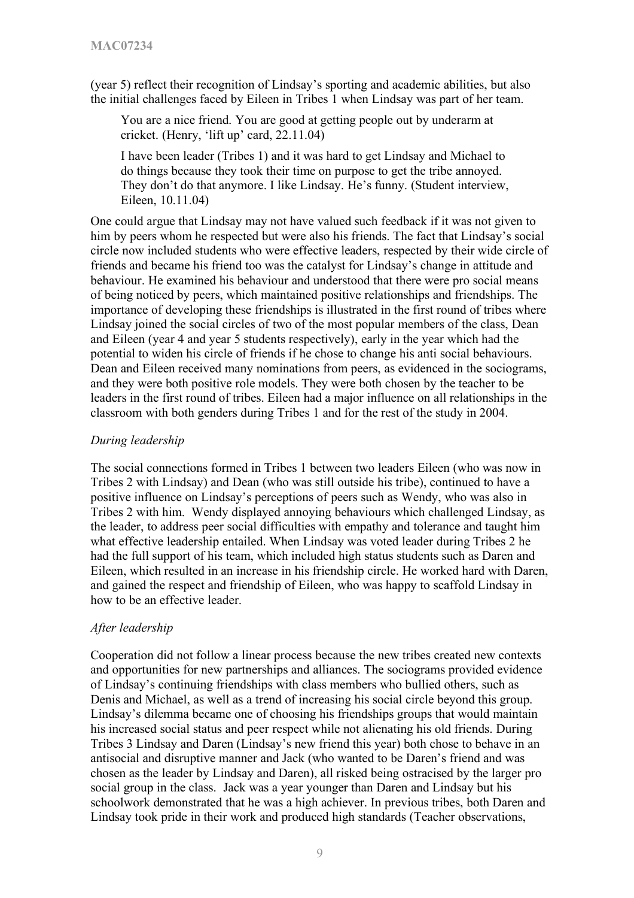(year 5) reflect their recognition of Lindsay's sporting and academic abilities, but also the initial challenges faced by Eileen in Tribes 1 when Lindsay was part of her team.

> You are a nice friend. You are good at getting people out by underarm at cricket. (Henry, 'lift up' card, 22.11.04)

> I have been leader (Tribes 1) and it was hard to get Lindsay and Michael to do things because they took their time on purpose to get the tribe annoyed. They don't do that anymore. I like Lindsay. He's funny. (Student interview, Eileen, 10.11.04)

One could argue that Lindsay may not have valued such feedback if it was not given to him by peers whom he respected but were also his friends. The fact that Lindsay's social circle now included students who were effective leaders, respected by their wide circle of friends and became his friend too was the catalyst for Lindsay's change in attitude and behaviour. He examined his behaviour and understood that there were pro social means of being noticed by peers, which maintained positive relationships and friendships. The importance of developing these friendships is illustrated in the first round of tribes where Lindsay joined the social circles of two of the most popular members of the class, Dean and Eileen (year 4 and year 5 students respectively), early in the year which had the potential to widen his circle of friends if he chose to change his anti social behaviours. Dean and Eileen received many nominations from peers, as evidenced in the sociograms, and they were both positive role models. They were both chosen by the teacher to be leaders in the first round of tribes. Eileen had a major influence on all relationships in the classroom with both genders during Tribes 1 and for the rest of the study in 2004.

*During leadership*

The social connections formed in Tribes 1 between two leaders Eileen (who was now in Tribes 2 with Lindsay) and Dean (who was still outside his tribe), continued to have a positive influence on Lindsay's perceptions of peers such as Wendy, who was also in Tribes 2 with him. Wendy displayed annoying behaviours which challenged Lindsay, as the leader, to address peer social difficulties with empathy and tolerance and taught him what effective leadership entailed. When Lindsay was voted leader during Tribes 2 he had the full support of his team, which included high status students such as Daren and Eileen, which resulted in an increase in his friendship circle. He worked hard with Daren, and gained the respect and friendship of Eileen, who was happy to scaffold Lindsay in how to be an effective leader.

*After leadership*

Cooperation did not follow a linear process because the new tribes created new contexts and opportunities for new partnerships and alliances. The sociograms provided evidence of Lindsay's continuing friendships with class members who bullied others, such as Denis and Michael, as well as a trend of increasing his social circle beyond this group. Lindsay's dilemma became one of choosing his friendships groups that would maintain his increased social status and peer respect while not alienating his old friends. During Tribes 3 Lindsay and Daren (Lindsay's new friend this year) both chose to behave in an antisocial and disruptive manner and Jack (who wanted to be Daren's friend and was chosen as the leader by Lindsay and Daren), all risked being ostracised by the larger pro social group in the class. Jack was a year younger than Daren and Lindsay but his schoolwork demonstrated that he was a high achiever. In previous tribes, both Daren and Lindsay took pride in their work and produced high standards (Teacher observations,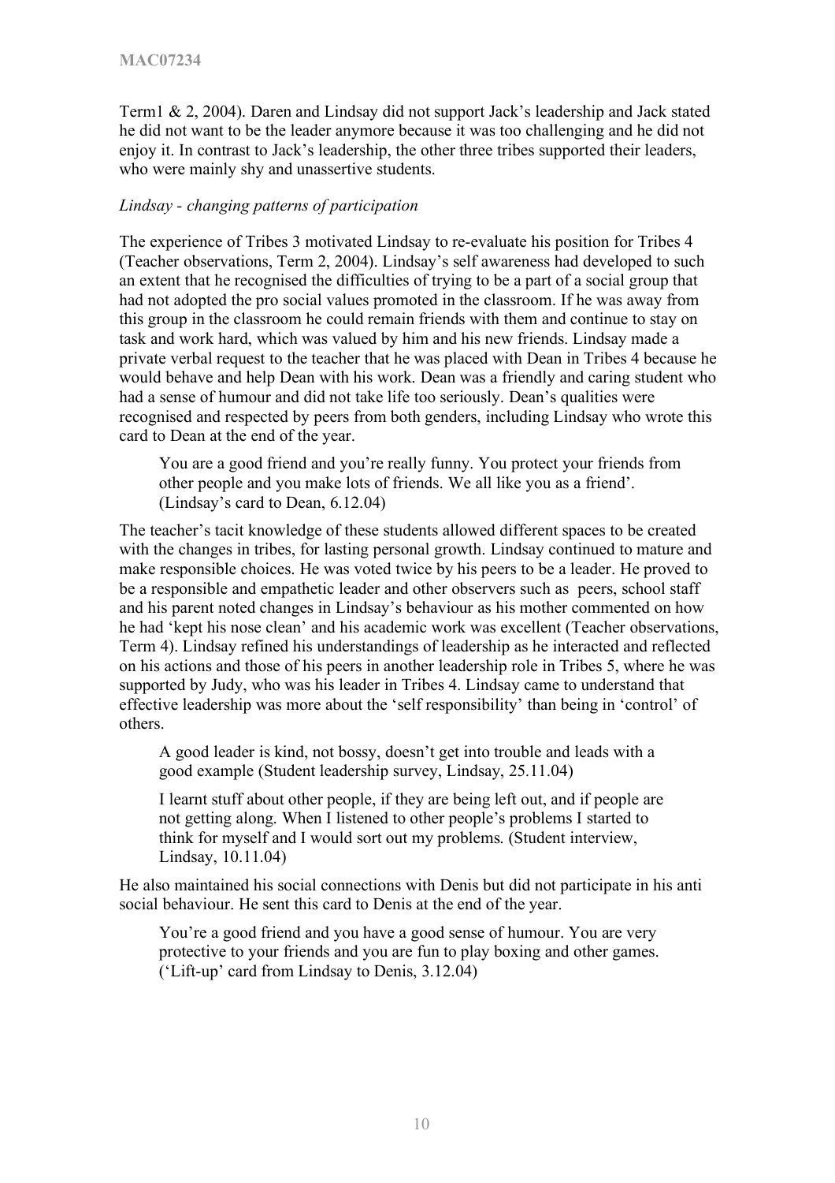Term1 & 2, 2004). Daren and Lindsay did not support Jack's leadership and Jack stated he did not want to be the leader anymore because it was too challenging and he did not enjoy it. In contrast to Jack's leadership, the other three tribes supported their leaders, who were mainly shy and unassertive students.

*Lindsay - changing patterns of participation*

The experience of Tribes 3 motivated Lindsay to re-evaluate his position for Tribes 4 (Teacher observations, Term 2, 2004). Lindsay's self awareness had developed to such an extent that he recognised the difficulties of trying to be a part of a social group that had not adopted the pro social values promoted in the classroom. If he was away from this group in the classroom he could remain friends with them and continue to stay on task and work hard, which was valued by him and his new friends. Lindsay made a private verbal request to the teacher that he was placed with Dean in Tribes 4 because he would behave and help Dean with his work. Dean was a friendly and caring student who had a sense of humour and did not take life too seriously. Dean's qualities were recognised and respected by peers from both genders, including Lindsay who wrote this card to Dean at the end of the year.

> You are a good friend and you're really funny. You protect your friends from other people and you make lots of friends. We all like you as a friend'. (Lindsay's card to Dean, 6.12.04)

The teacher's tacit knowledge of these students allowed different spaces to be created with the changes in tribes, for lasting personal growth. Lindsay continued to mature and make responsible choices. He was voted twice by his peers to be a leader. He proved to be a responsible and empathetic leader and other observers such as peers, school staff and his parent noted changes in Lindsay's behaviour as his mother commented on how he had 'kept his nose clean' and his academic work was excellent (Teacher observations, Term 4). Lindsay refined his understandings of leadership as he interacted and reflected on his actions and those of his peers in another leadership role in Tribes 5, where he was supported by Judy, who was his leader in Tribes 4. Lindsay came to understand that effective leadership was more about the 'self responsibility' than being in 'control' of others.

> A good leader is kind, not bossy, doesn't get into trouble and leads with a good example (Student leadership survey, Lindsay, 25.11.04)

> I learnt stuff about other people, if they are being left out, and if people are not getting along. When I listened to other people's problems I started to think for myself and I would sort out my problems. (Student interview, Lindsay, 10.11.04)

He also maintained his social connections with Denis but did not participate in his anti social behaviour. He sent this card to Denis at the end of the year.

> You're a good friend and you have a good sense of humour. You are very protective to your friends and you are fun to play boxing and other games. ('Lift-up' card from Lindsay to Denis, 3.12.04)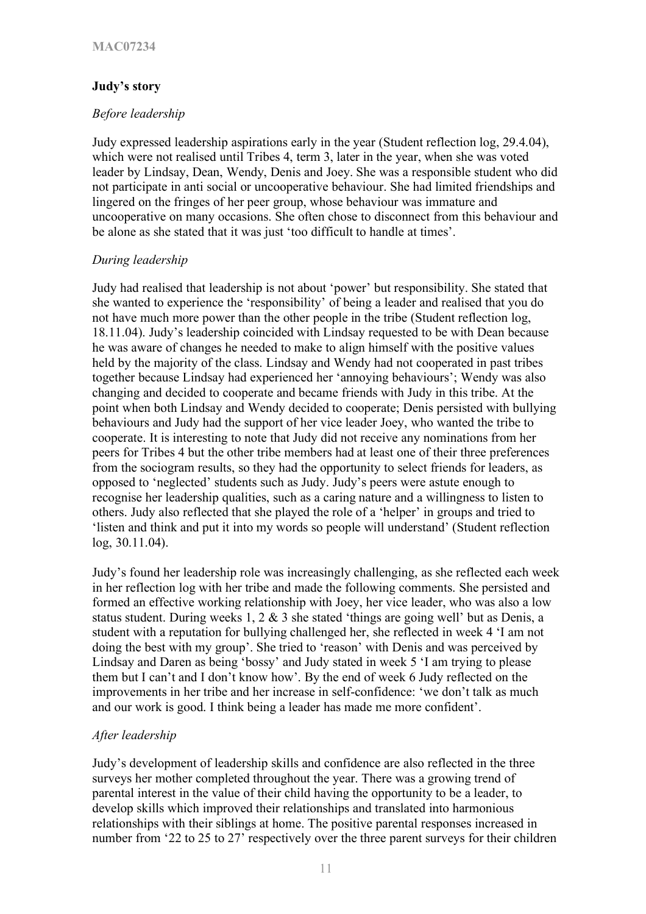### Judy's story

*Before leadership*

Judy expressed leadership aspirations early in the year (Student reflection log, 29.4.04), which were not realised until Tribes 4, term 3, later in the year, when she was voted leader by Lindsay, Dean, Wendy, Denis and Joey. She was a responsible student who did not participate in anti social or uncooperative behaviour. She had limited friendships and lingered on the fringes of her peer group, whose behaviour was immature and uncooperative on many occasions. She often chose to disconnect from this behaviour and be alone as she stated that it was just 'too difficult to handle at times'.

*During leadership*

Judy had realised that leadership is not about 'power' but responsibility. She stated that she wanted to experience the 'responsibility' of being a leader and realised that you do not have much more power than the other people in the tribe (Student reflection log, 18.11.04). Judy's leadership coincided with Lindsay requested to be with Dean because he was aware of changes he needed to make to align himself with the positive values held by the majority of the class. Lindsay and Wendy had not cooperated in past tribes together because Lindsay had experienced her 'annoying behaviours'; Wendy was also changing and decided to cooperate and became friends with Judy in this tribe. At the point when both Lindsay and Wendy decided to cooperate; Denis persisted with bullying behaviours and Judy had the support of her vice leader Joey, who wanted the tribe to cooperate. It is interesting to note that Judy did not receive any nominations from her peers for Tribes 4 but the other tribe members had at least one of their three preferences from the sociogram results, so they had the opportunity to select friends for leaders, as opposed to 'neglected' students such as Judy. Judy's peers were astute enough to recognise her leadership qualities, such as a caring nature and a willingness to listen to others. Judy also reflected that she played the role of a 'helper' in groups and tried to 'listen and think and put it into my words so people will understand' (Student reflection log, 30.11.04).

Judy's found her leadership role was increasingly challenging, as she reflected each week in her reflection log with her tribe and made the following comments. She persisted and formed an effective working relationship with Joey, her vice leader, who was also a low status student. During weeks 1, 2 & 3 she stated 'things are going well' but as Denis, a student with a reputation for bullying challenged her, she reflected in week 4 'I am not doing the best with my group'. She tried to 'reason' with Denis and was perceived by Lindsay and Daren as being 'bossy' and Judy stated in week 5 'I am trying to please them but I can't and I don't know how'. By the end of week 6 Judy reflected on the improvements in her tribe and her increase in self-confidence: 'we don't talk as much and our work is good. I think being a leader has made me more confident'.

*After leadership*

Judy's development of leadership skills and confidence are also reflected in the three surveys her mother completed throughout the year. There was a growing trend of parental interest in the value of their child having the opportunity to be a leader, to develop skills which improved their relationships and translated into harmonious relationships with their siblings at home. The positive parental responses increased in number from '22 to 25 to 27' respectively over the three parent surveys for their children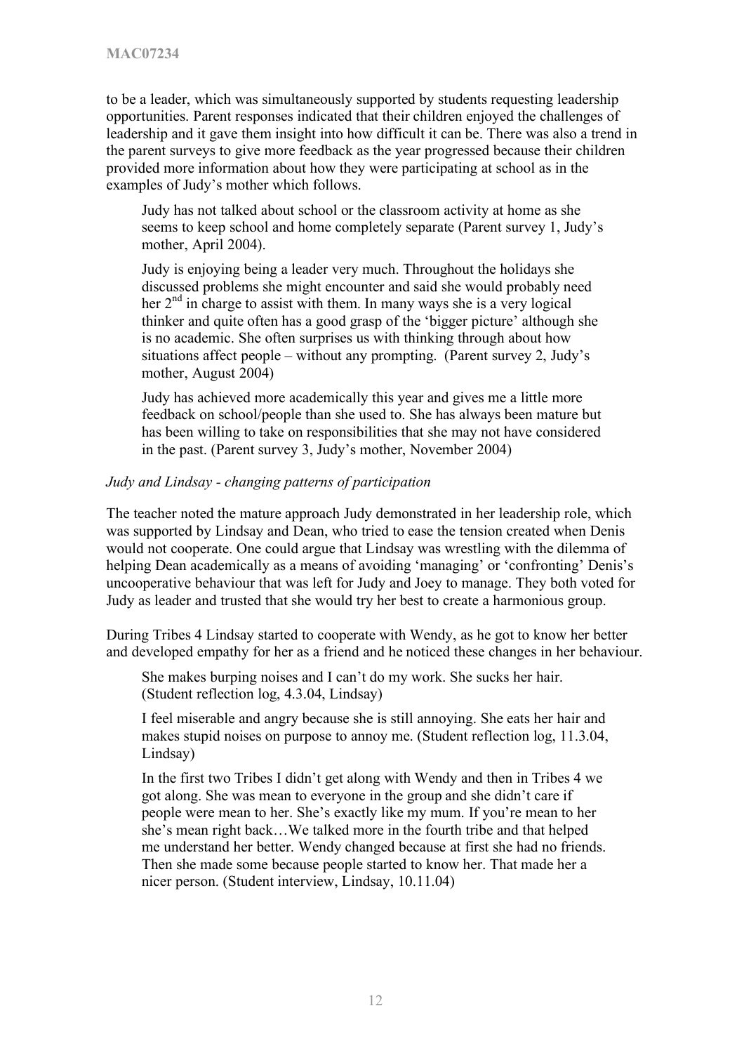to be a leader, which was simultaneously supported by students requesting leadership opportunities. Parent responses indicated that their children enjoyed the challenges of leadership and it gave them insight into how difficult it can be. There was also a trend in the parent surveys to give more feedback as the year progressed because their children provided more information about how they were participating at school as in the examples of Judy's mother which follows.

> Judy has not talked about school or the classroom activity at home as she seems to keep school and home completely separate (Parent survey 1, Judy's mother, April 2004).
>
> Judy is enjoying being a leader very much. Throughout the holidays she discussed problems she might encounter and said she would probably need her 2nd in charge to assist with them. In many ways she is a very logical thinker and quite often has a good grasp of the 'bigger picture' although she is no academic. She often surprises us with thinking through about how situations affect people – without any prompting. (Parent survey 2, Judy's mother, August 2004)
>
> Judy has achieved more academically this year and gives me a little more feedback on school/people than she used to. She has always been mature but has been willing to take on responsibilities that she may not have considered in the past. (Parent survey 3, Judy's mother, November 2004)

*Judy and Lindsay - changing patterns of participation*

The teacher noted the mature approach Judy demonstrated in her leadership role, which was supported by Lindsay and Dean, who tried to ease the tension created when Denis would not cooperate. One could argue that Lindsay was wrestling with the dilemma of helping Dean academically as a means of avoiding 'managing' or 'confronting' Denis's uncooperative behaviour that was left for Judy and Joey to manage. They both voted for Judy as leader and trusted that she would try her best to create a harmonious group.

During Tribes 4 Lindsay started to cooperate with Wendy, as he got to know her better and developed empathy for her as a friend and he noticed these changes in her behaviour.

> She makes burping noises and I can't do my work. She sucks her hair. (Student reflection log, 4.3.04, Lindsay)
>
> I feel miserable and angry because she is still annoying. She eats her hair and makes stupid noises on purpose to annoy me. (Student reflection log, 11.3.04, Lindsay)
>
> In the first two Tribes I didn't get along with Wendy and then in Tribes 4 we got along. She was mean to everyone in the group and she didn't care if people were mean to her. She's exactly like my mum. If you're mean to her she's mean right back…We talked more in the fourth tribe and that helped me understand her better. Wendy changed because at first she had no friends. Then she made some because people started to know her. That made her a nicer person. (Student interview, Lindsay, 10.11.04)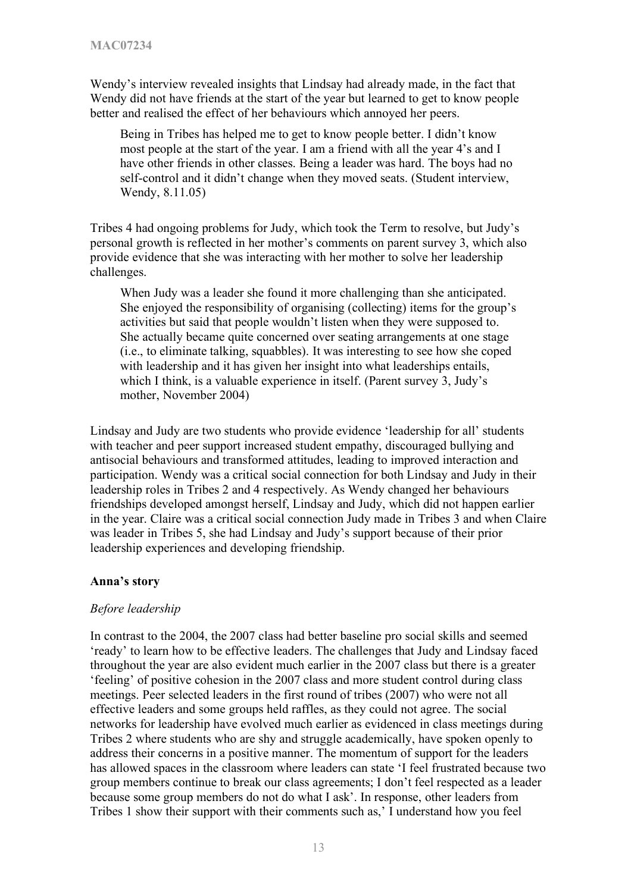Wendy's interview revealed insights that Lindsay had already made, in the fact that Wendy did not have friends at the start of the year but learned to get to know people better and realised the effect of her behaviours which annoyed her peers.

> Being in Tribes has helped me to get to know people better. I didn't know most people at the start of the year. I am a friend with all the year 4's and I have other friends in other classes. Being a leader was hard. The boys had no self-control and it didn't change when they moved seats. (Student interview, Wendy, 8.11.05)

Tribes 4 had ongoing problems for Judy, which took the Term to resolve, but Judy's personal growth is reflected in her mother's comments on parent survey 3, which also provide evidence that she was interacting with her mother to solve her leadership challenges.

> When Judy was a leader she found it more challenging than she anticipated. She enjoyed the responsibility of organising (collecting) items for the group's activities but said that people wouldn't listen when they were supposed to. She actually became quite concerned over seating arrangements at one stage (i.e., to eliminate talking, squabbles). It was interesting to see how she coped with leadership and it has given her insight into what leaderships entails, which I think, is a valuable experience in itself. (Parent survey 3, Judy's mother, November 2004)

Lindsay and Judy are two students who provide evidence 'leadership for all' students with teacher and peer support increased student empathy, discouraged bullying and antisocial behaviours and transformed attitudes, leading to improved interaction and participation. Wendy was a critical social connection for both Lindsay and Judy in their leadership roles in Tribes 2 and 4 respectively. As Wendy changed her behaviours friendships developed amongst herself, Lindsay and Judy, which did not happen earlier in the year. Claire was a critical social connection Judy made in Tribes 3 and when Claire was leader in Tribes 5, she had Lindsay and Judy's support because of their prior leadership experiences and developing friendship.

**Anna's story**

*Before leadership*

In contrast to the 2004, the 2007 class had better baseline pro social skills and seemed 'ready' to learn how to be effective leaders. The challenges that Judy and Lindsay faced throughout the year are also evident much earlier in the 2007 class but there is a greater 'feeling' of positive cohesion in the 2007 class and more student control during class meetings. Peer selected leaders in the first round of tribes (2007) who were not all effective leaders and some groups held raffles, as they could not agree. The social networks for leadership have evolved much earlier as evidenced in class meetings during Tribes 2 where students who are shy and struggle academically, have spoken openly to address their concerns in a positive manner. The momentum of support for the leaders has allowed spaces in the classroom where leaders can state 'I feel frustrated because two group members continue to break our class agreements; I don't feel respected as a leader because some group members do not do what I ask'. In response, other leaders from Tribes 1 show their support with their comments such as,' I understand how you feel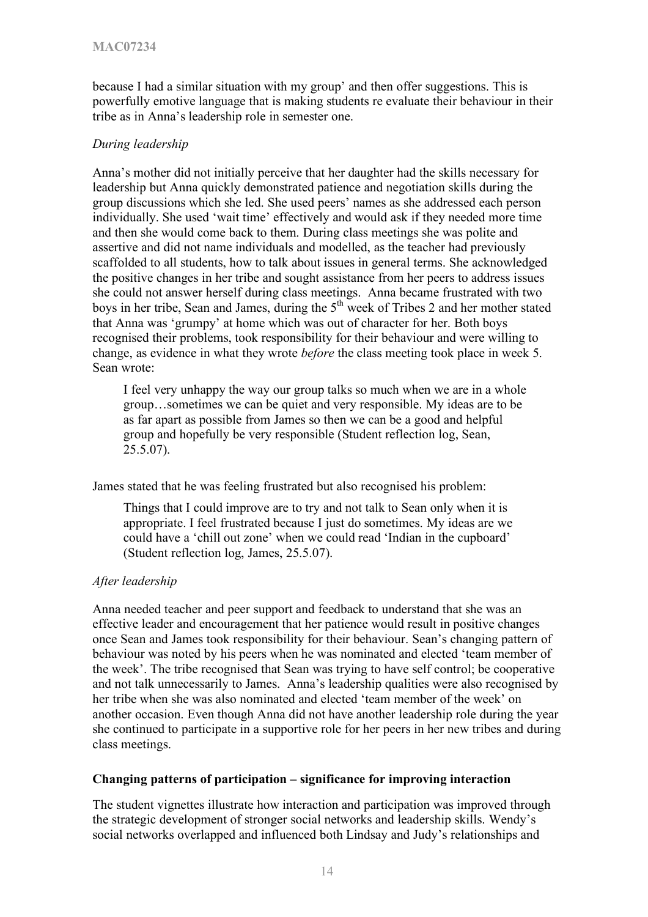because I had a similar situation with my group' and then offer suggestions. This is powerfully emotive language that is making students re evaluate their behaviour in their tribe as in Anna's leadership role in semester one.

*During leadership*

Anna's mother did not initially perceive that her daughter had the skills necessary for leadership but Anna quickly demonstrated patience and negotiation skills during the group discussions which she led. She used peers' names as she addressed each person individually. She used 'wait time' effectively and would ask if they needed more time and then she would come back to them. During class meetings she was polite and assertive and did not name individuals and modelled, as the teacher had previously scaffolded to all students, how to talk about issues in general terms. She acknowledged the positive changes in her tribe and sought assistance from her peers to address issues she could not answer herself during class meetings. Anna became frustrated with two boys in her tribe, Sean and James, during the 5th week of Tribes 2 and her mother stated that Anna was 'grumpy' at home which was out of character for her. Both boys recognised their problems, took responsibility for their behaviour and were willing to change, as evidence in what they wrote *before* the class meeting took place in week 5. Sean wrote:

> I feel very unhappy the way our group talks so much when we are in a whole group…sometimes we can be quiet and very responsible. My ideas are to be as far apart as possible from James so then we can be a good and helpful group and hopefully be very responsible (Student reflection log, Sean, 25.5.07).

James stated that he was feeling frustrated but also recognised his problem:

> Things that I could improve are to try and not talk to Sean only when it is appropriate. I feel frustrated because I just do sometimes. My ideas are we could have a 'chill out zone' when we could read 'Indian in the cupboard' (Student reflection log, James, 25.5.07).

*After leadership*

Anna needed teacher and peer support and feedback to understand that she was an effective leader and encouragement that her patience would result in positive changes once Sean and James took responsibility for their behaviour. Sean's changing pattern of behaviour was noted by his peers when he was nominated and elected 'team member of the week'. The tribe recognised that Sean was trying to have self control; be cooperative and not talk unnecessarily to James. Anna's leadership qualities were also recognised by her tribe when she was also nominated and elected 'team member of the week' on another occasion. Even though Anna did not have another leadership role during the year she continued to participate in a supportive role for her peers in her new tribes and during class meetings.

**Changing patterns of participation – significance for improving interaction**

The student vignettes illustrate how interaction and participation was improved through the strategic development of stronger social networks and leadership skills. Wendy's social networks overlapped and influenced both Lindsay and Judy's relationships and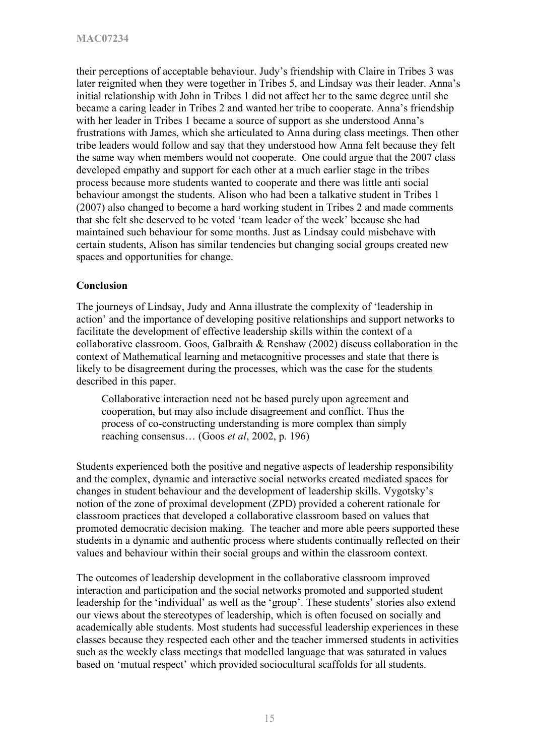their perceptions of acceptable behaviour. Judy's friendship with Claire in Tribes 3 was later reignited when they were together in Tribes 5, and Lindsay was their leader. Anna's initial relationship with John in Tribes 1 did not affect her to the same degree until she became a caring leader in Tribes 2 and wanted her tribe to cooperate. Anna's friendship with her leader in Tribes 1 became a source of support as she understood Anna's frustrations with James, which she articulated to Anna during class meetings. Then other tribe leaders would follow and say that they understood how Anna felt because they felt the same way when members would not cooperate. One could argue that the 2007 class developed empathy and support for each other at a much earlier stage in the tribes process because more students wanted to cooperate and there was little anti social behaviour amongst the students. Alison who had been a talkative student in Tribes 1 (2007) also changed to become a hard working student in Tribes 2 and made comments that she felt she deserved to be voted 'team leader of the week' because she had maintained such behaviour for some months. Just as Lindsay could misbehave with certain students, Alison has similar tendencies but changing social groups created new spaces and opportunities for change.

**Conclusion**

The journeys of Lindsay, Judy and Anna illustrate the complexity of 'leadership in action' and the importance of developing positive relationships and support networks to facilitate the development of effective leadership skills within the context of a collaborative classroom. Goos, Galbraith & Renshaw (2002) discuss collaboration in the context of Mathematical learning and metacognitive processes and state that there is likely to be disagreement during the processes, which was the case for the students described in this paper.

> Collaborative interaction need not be based purely upon agreement and cooperation, but may also include disagreement and conflict. Thus the process of co-constructing understanding is more complex than simply reaching consensus… (Goos *et al*, 2002, p. 196)

Students experienced both the positive and negative aspects of leadership responsibility and the complex, dynamic and interactive social networks created mediated spaces for changes in student behaviour and the development of leadership skills. Vygotsky's notion of the zone of proximal development (ZPD) provided a coherent rationale for classroom practices that developed a collaborative classroom based on values that promoted democratic decision making. The teacher and more able peers supported these students in a dynamic and authentic process where students continually reflected on their values and behaviour within their social groups and within the classroom context.

The outcomes of leadership development in the collaborative classroom improved interaction and participation and the social networks promoted and supported student leadership for the 'individual' as well as the 'group'. These students' stories also extend our views about the stereotypes of leadership, which is often focused on socially and academically able students. Most students had successful leadership experiences in these classes because they respected each other and the teacher immersed students in activities such as the weekly class meetings that modelled language that was saturated in values based on 'mutual respect' which provided sociocultural scaffolds for all students.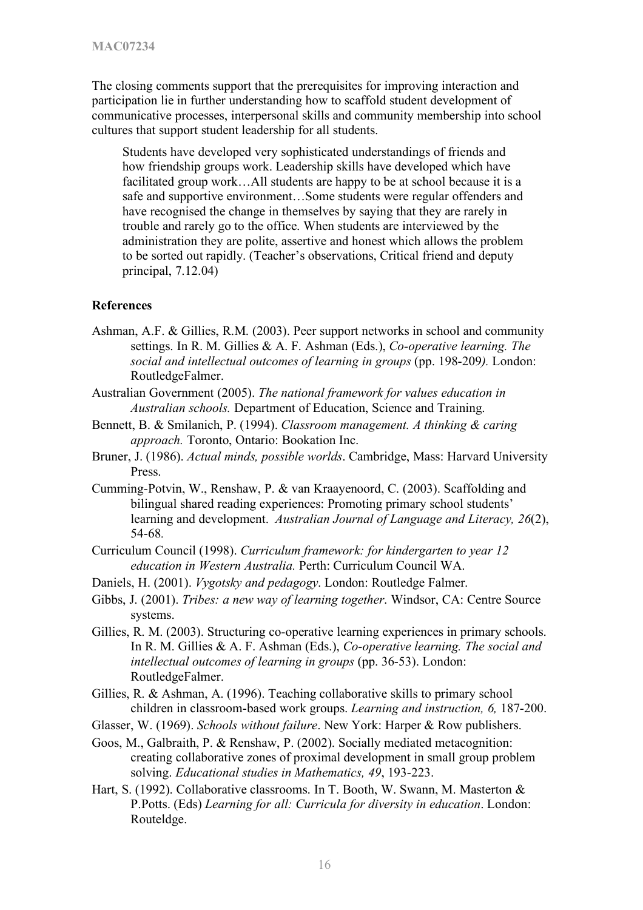The closing comments support that the prerequisites for improving interaction and participation lie in further understanding how to scaffold student development of communicative processes, interpersonal skills and community membership into school cultures that support student leadership for all students.

> Students have developed very sophisticated understandings of friends and how friendship groups work. Leadership skills have developed which have facilitated group work…All students are happy to be at school because it is a safe and supportive environment…Some students were regular offenders and have recognised the change in themselves by saying that they are rarely in trouble and rarely go to the office. When students are interviewed by the administration they are polite, assertive and honest which allows the problem to be sorted out rapidly. (Teacher's observations, Critical friend and deputy principal, 7.12.04)

## References

Ashman, A.F. & Gillies, R.M. (2003). Peer support networks in school and community settings. In R. M. Gillies & A. F. Ashman (Eds.), *Co-operative learning. The social and intellectual outcomes of learning in groups* (pp. 198-209*).* London: RoutledgeFalmer.

Australian Government (2005). *The national framework for values education in Australian schools.* Department of Education, Science and Training.

Bennett, B. & Smilanich, P. (1994). *Classroom management. A thinking & caring approach.* Toronto, Ontario: Bookation Inc.

Bruner, J. (1986). *Actual minds, possible worlds*. Cambridge, Mass: Harvard University Press.

Cumming-Potvin, W., Renshaw, P. & van Kraayenoord, C. (2003). Scaffolding and bilingual shared reading experiences: Promoting primary school students' learning and development. *Australian Journal of Language and Literacy, 26*(2), 54-68.

Curriculum Council (1998). *Curriculum framework: for kindergarten to year 12 education in Western Australia.* Perth: Curriculum Council WA.

Daniels, H. (2001). *Vygotsky and pedagogy*. London: Routledge Falmer.

Gibbs, J. (2001). *Tribes: a new way of learning together.* Windsor, CA: Centre Source systems.

Gillies, R. M. (2003). Structuring co-operative learning experiences in primary schools. In R. M. Gillies & A. F. Ashman (Eds.), *Co-operative learning. The social and intellectual outcomes of learning in groups* (pp. 36-53). London: RoutledgeFalmer.

Gillies, R. & Ashman, A. (1996). Teaching collaborative skills to primary school children in classroom-based work groups. *Learning and instruction, 6,* 187-200.

Glasser, W. (1969). *Schools without failure*. New York: Harper & Row publishers.

Goos, M., Galbraith, P. & Renshaw, P. (2002). Socially mediated metacognition: creating collaborative zones of proximal development in small group problem solving. *Educational studies in Mathematics, 49*, 193-223.

Hart, S. (1992). Collaborative classrooms. In T. Booth, W. Swann, M. Masterton & P.Potts. (Eds) *Learning for all: Curricula for diversity in education*. London: Routeldge.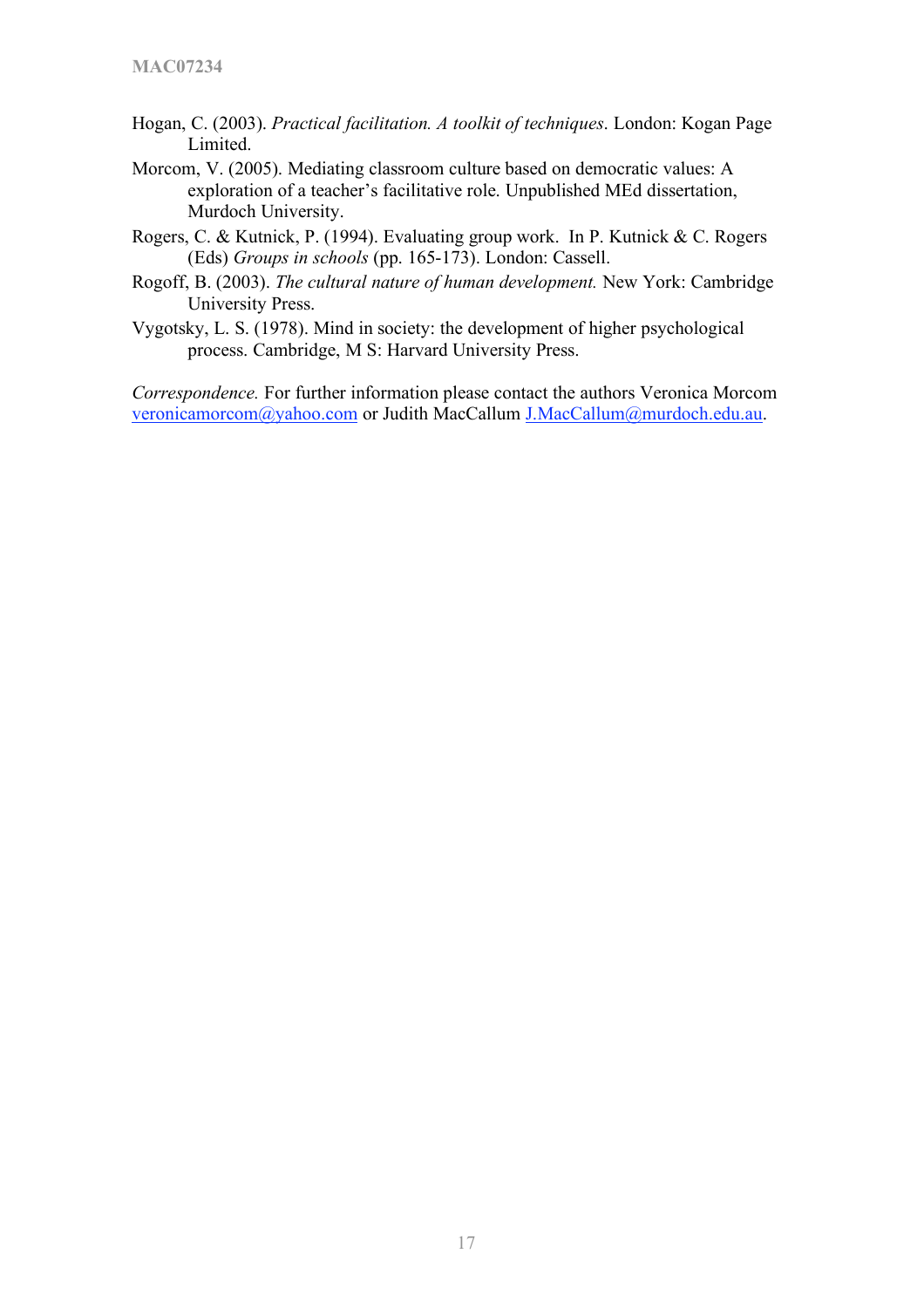Hogan, C. (2003). *Practical facilitation. A toolkit of techniques*. London: Kogan Page Limited.

Morcom, V. (2005). Mediating classroom culture based on democratic values: A exploration of a teacher's facilitative role. Unpublished MEd dissertation, Murdoch University.

Rogers, C. & Kutnick, P. (1994). Evaluating group work. In P. Kutnick & C. Rogers (Eds) *Groups in schools* (pp. 165-173). London: Cassell.

Rogoff, B. (2003). *The cultural nature of human development.* New York: Cambridge University Press.

Vygotsky, L. S. (1978). Mind in society: the development of higher psychological process. Cambridge, M S: Harvard University Press.

*Correspondence.* For further information please contact the authors Veronica Morcom veronicamorcom@yahoo.com or Judith MacCallum J.MacCallum@murdoch.edu.au.